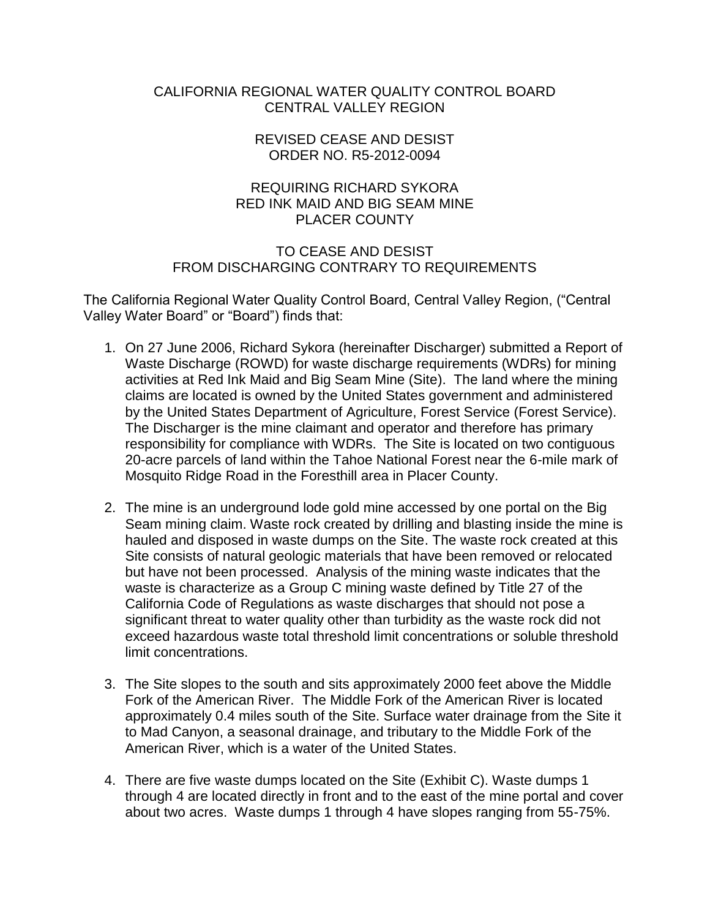# CALIFORNIA REGIONAL WATER QUALITY CONTROL BOARD
# CENTRAL VALLEY REGION

## REVISED CEASE AND DESIST ORDER NO. R5-2012-0094

## REQUIRING RICHARD SYKORA RED INK MAID AND BIG SEAM MINE PLACER COUNTY

## TO CEASE AND DESIST FROM DISCHARGING CONTRARY TO REQUIREMENTS

The California Regional Water Quality Control Board, Central Valley Region, ("Central Valley Water Board" or "Board") finds that:

1. On 27 June 2006, Richard Sykora (hereinafter Discharger) submitted a Report of Waste Discharge (ROWD) for waste discharge requirements (WDRs) for mining activities at Red Ink Maid and Big Seam Mine (Site). The land where the mining claims are located is owned by the United States government and administered by the United States Department of Agriculture, Forest Service (Forest Service). The Discharger is the mine claimant and operator and therefore has primary responsibility for compliance with WDRs. The Site is located on two contiguous 20-acre parcels of land within the Tahoe National Forest near the 6-mile mark of Mosquito Ridge Road in the Foresthill area in Placer County.

2. The mine is an underground lode gold mine accessed by one portal on the Big Seam mining claim. Waste rock created by drilling and blasting inside the mine is hauled and disposed in waste dumps on the Site. The waste rock created at this Site consists of natural geologic materials that have been removed or relocated but have not been processed. Analysis of the mining waste indicates that the waste is characterize as a Group C mining waste defined by Title 27 of the California Code of Regulations as waste discharges that should not pose a significant threat to water quality other than turbidity as the waste rock did not exceed hazardous waste total threshold limit concentrations or soluble threshold limit concentrations.

3. The Site slopes to the south and sits approximately 2000 feet above the Middle Fork of the American River. The Middle Fork of the American River is located approximately 0.4 miles south of the Site. Surface water drainage from the Site it to Mad Canyon, a seasonal drainage, and tributary to the Middle Fork of the American River, which is a water of the United States.

4. There are five waste dumps located on the Site (Exhibit C). Waste dumps 1 through 4 are located directly in front and to the east of the mine portal and cover about two acres. Waste dumps 1 through 4 have slopes ranging from 55-75%.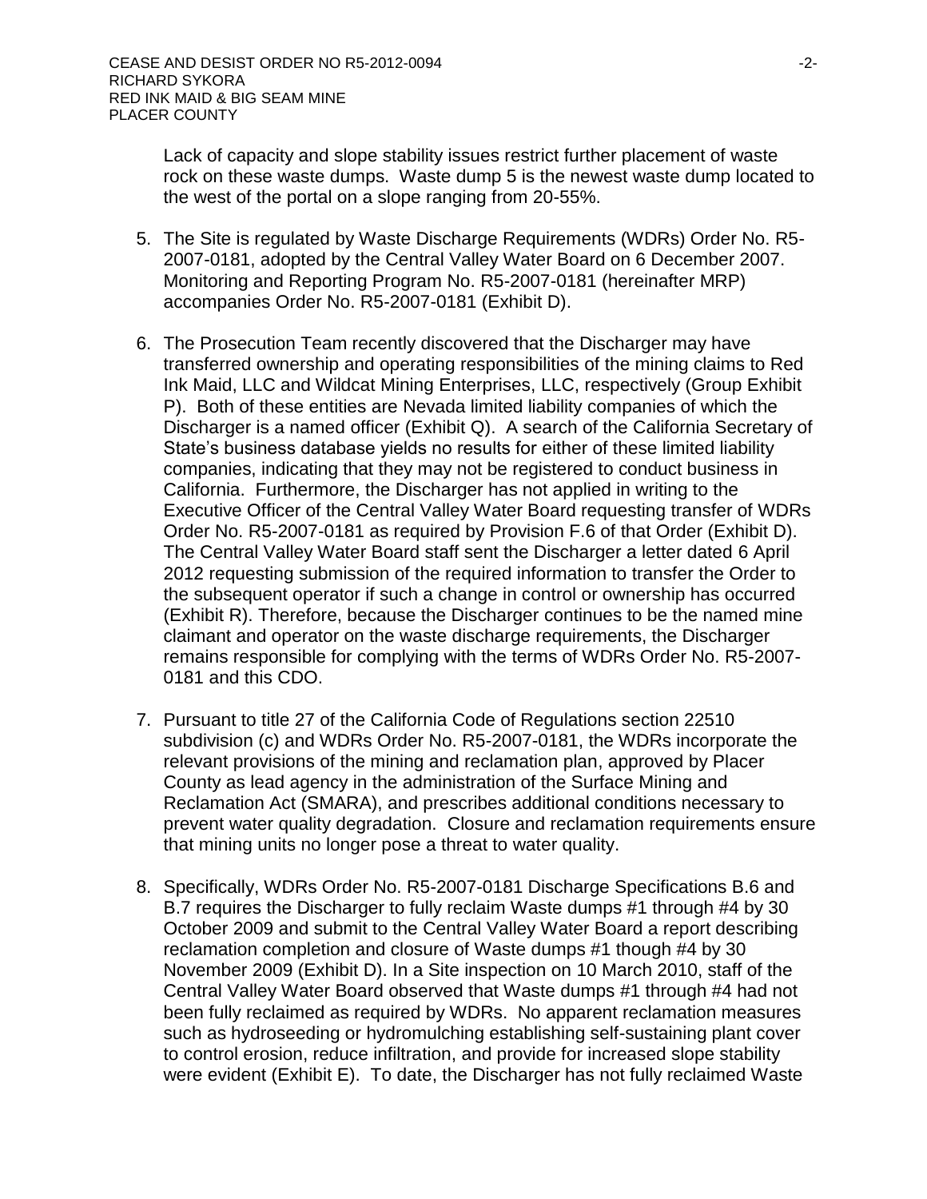Lack of capacity and slope stability issues restrict further placement of waste rock on these waste dumps. Waste dump 5 is the newest waste dump located to the west of the portal on a slope ranging from 20-55%.

5. The Site is regulated by Waste Discharge Requirements (WDRs) Order No. R5-2007-0181, adopted by the Central Valley Water Board on 6 December 2007. Monitoring and Reporting Program No. R5-2007-0181 (hereinafter MRP) accompanies Order No. R5-2007-0181 (Exhibit D).

6. The Prosecution Team recently discovered that the Discharger may have transferred ownership and operating responsibilities of the mining claims to Red Ink Maid, LLC and Wildcat Mining Enterprises, LLC, respectively (Group Exhibit P). Both of these entities are Nevada limited liability companies of which the Discharger is a named officer (Exhibit Q). A search of the California Secretary of State's business database yields no results for either of these limited liability companies, indicating that they may not be registered to conduct business in California. Furthermore, the Discharger has not applied in writing to the Executive Officer of the Central Valley Water Board requesting transfer of WDRs Order No. R5-2007-0181 as required by Provision F.6 of that Order (Exhibit D). The Central Valley Water Board staff sent the Discharger a letter dated 6 April 2012 requesting submission of the required information to transfer the Order to the subsequent operator if such a change in control or ownership has occurred (Exhibit R). Therefore, because the Discharger continues to be the named mine claimant and operator on the waste discharge requirements, the Discharger remains responsible for complying with the terms of WDRs Order No. R5-2007-0181 and this CDO.

7. Pursuant to title 27 of the California Code of Regulations section 22510 subdivision (c) and WDRs Order No. R5-2007-0181, the WDRs incorporate the relevant provisions of the mining and reclamation plan, approved by Placer County as lead agency in the administration of the Surface Mining and Reclamation Act (SMARA), and prescribes additional conditions necessary to prevent water quality degradation. Closure and reclamation requirements ensure that mining units no longer pose a threat to water quality.

8. Specifically, WDRs Order No. R5-2007-0181 Discharge Specifications B.6 and B.7 requires the Discharger to fully reclaim Waste dumps #1 through #4 by 30 October 2009 and submit to the Central Valley Water Board a report describing reclamation completion and closure of Waste dumps #1 though #4 by 30 November 2009 (Exhibit D). In a Site inspection on 10 March 2010, staff of the Central Valley Water Board observed that Waste dumps #1 through #4 had not been fully reclaimed as required by WDRs. No apparent reclamation measures such as hydroseeding or hydromulching establishing self-sustaining plant cover to control erosion, reduce infiltration, and provide for increased slope stability were evident (Exhibit E). To date, the Discharger has not fully reclaimed Waste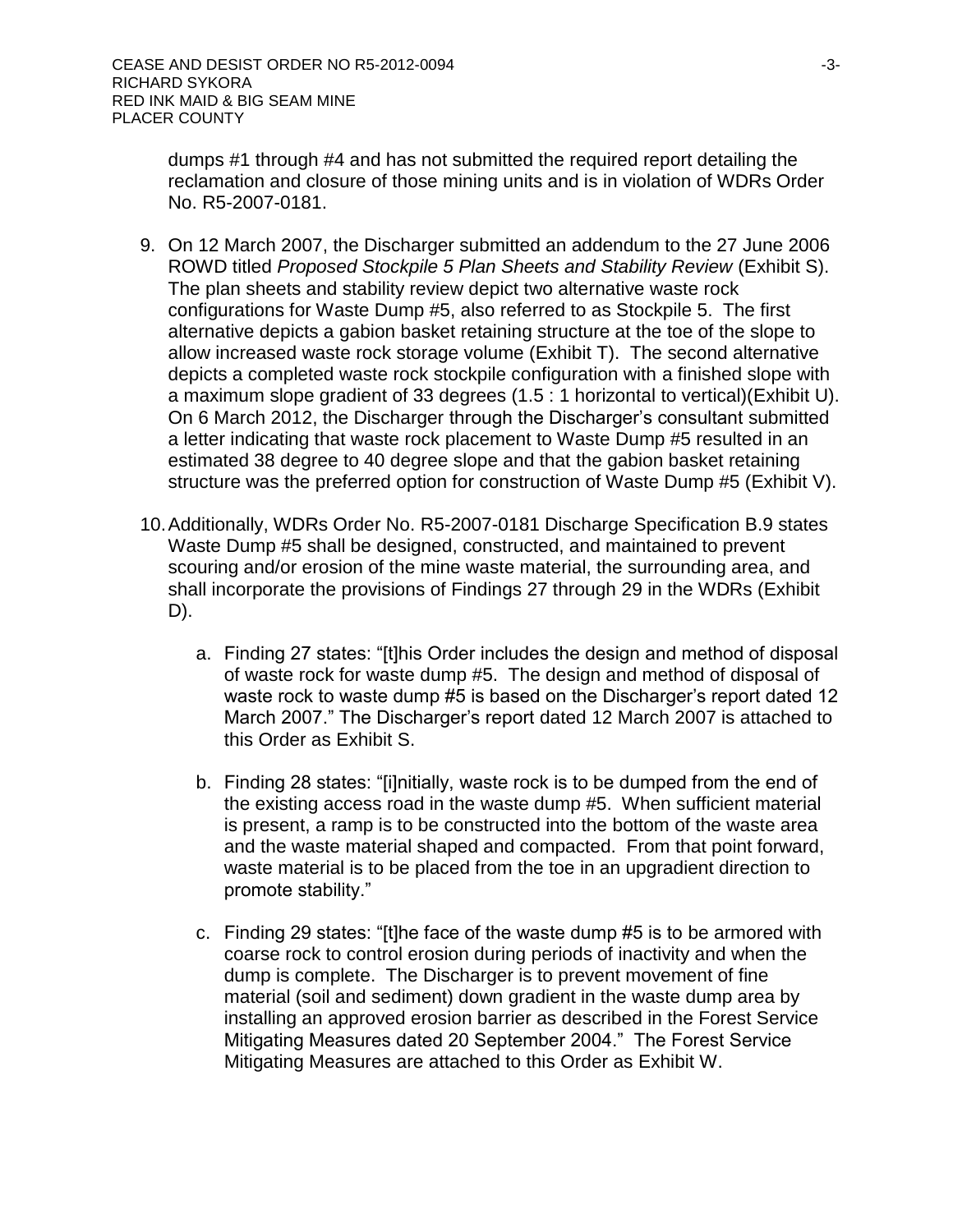dumps #1 through #4 and has not submitted the required report detailing the reclamation and closure of those mining units and is in violation of WDRs Order No. R5-2007-0181.

9. On 12 March 2007, the Discharger submitted an addendum to the 27 June 2006 ROWD titled *Proposed Stockpile 5 Plan Sheets and Stability Review* (Exhibit S). The plan sheets and stability review depict two alternative waste rock configurations for Waste Dump #5, also referred to as Stockpile 5. The first alternative depicts a gabion basket retaining structure at the toe of the slope to allow increased waste rock storage volume (Exhibit T). The second alternative depicts a completed waste rock stockpile configuration with a finished slope with a maximum slope gradient of 33 degrees (1.5 : 1 horizontal to vertical)(Exhibit U). On 6 March 2012, the Discharger through the Discharger's consultant submitted a letter indicating that waste rock placement to Waste Dump #5 resulted in an estimated 38 degree to 40 degree slope and that the gabion basket retaining structure was the preferred option for construction of Waste Dump #5 (Exhibit V).

10. Additionally, WDRs Order No. R5-2007-0181 Discharge Specification B.9 states Waste Dump #5 shall be designed, constructed, and maintained to prevent scouring and/or erosion of the mine waste material, the surrounding area, and shall incorporate the provisions of Findings 27 through 29 in the WDRs (Exhibit D).

    a. Finding 27 states: "[t]his Order includes the design and method of disposal of waste rock for waste dump #5. The design and method of disposal of waste rock to waste dump #5 is based on the Discharger's report dated 12 March 2007." The Discharger's report dated 12 March 2007 is attached to this Order as Exhibit S.

    b. Finding 28 states: "[i]nitially, waste rock is to be dumped from the end of the existing access road in the waste dump #5. When sufficient material is present, a ramp is to be constructed into the bottom of the waste area and the waste material shaped and compacted. From that point forward, waste material is to be placed from the toe in an upgradient direction to promote stability."

    c. Finding 29 states: "[t]he face of the waste dump #5 is to be armored with coarse rock to control erosion during periods of inactivity and when the dump is complete. The Discharger is to prevent movement of fine material (soil and sediment) down gradient in the waste dump area by installing an approved erosion barrier as described in the Forest Service Mitigating Measures dated 20 September 2004." The Forest Service Mitigating Measures are attached to this Order as Exhibit W.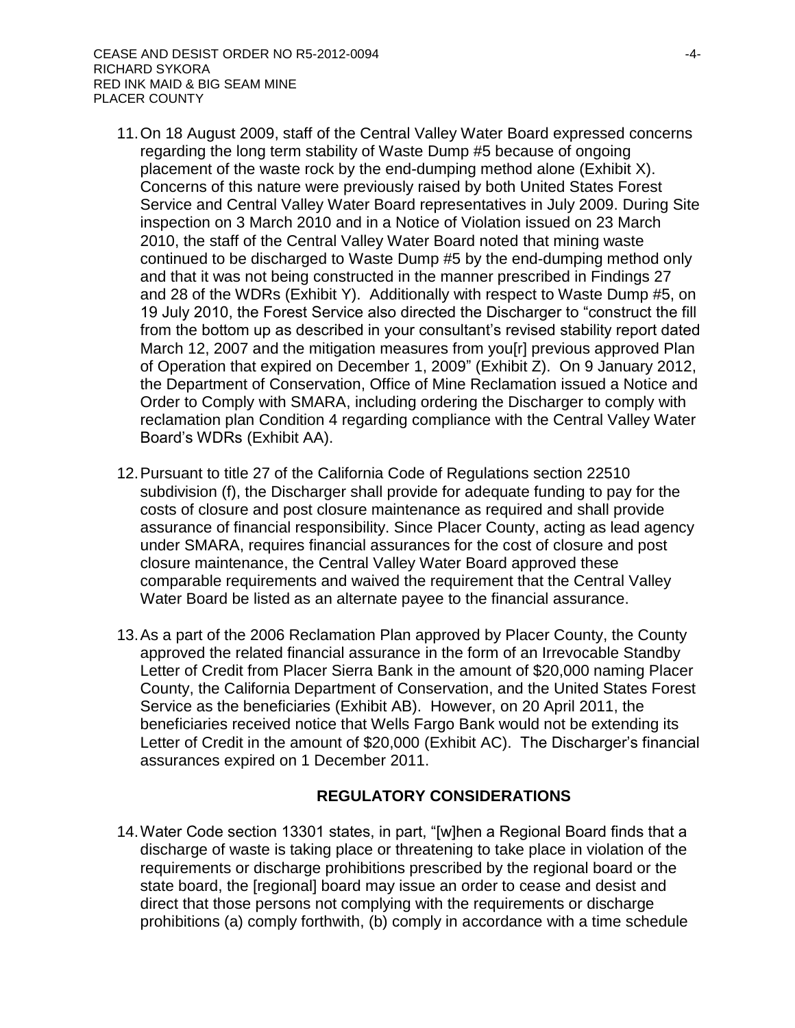11. On 18 August 2009, staff of the Central Valley Water Board expressed concerns regarding the long term stability of Waste Dump #5 because of ongoing placement of the waste rock by the end-dumping method alone (Exhibit X). Concerns of this nature were previously raised by both United States Forest Service and Central Valley Water Board representatives in July 2009. During Site inspection on 3 March 2010 and in a Notice of Violation issued on 23 March 2010, the staff of the Central Valley Water Board noted that mining waste continued to be discharged to Waste Dump #5 by the end-dumping method only and that it was not being constructed in the manner prescribed in Findings 27 and 28 of the WDRs (Exhibit Y). Additionally with respect to Waste Dump #5, on 19 July 2010, the Forest Service also directed the Discharger to "construct the fill from the bottom up as described in your consultant's revised stability report dated March 12, 2007 and the mitigation measures from you[r] previous approved Plan of Operation that expired on December 1, 2009" (Exhibit Z). On 9 January 2012, the Department of Conservation, Office of Mine Reclamation issued a Notice and Order to Comply with SMARA, including ordering the Discharger to comply with reclamation plan Condition 4 regarding compliance with the Central Valley Water Board's WDRs (Exhibit AA).

12. Pursuant to title 27 of the California Code of Regulations section 22510 subdivision (f), the Discharger shall provide for adequate funding to pay for the costs of closure and post closure maintenance as required and shall provide assurance of financial responsibility. Since Placer County, acting as lead agency under SMARA, requires financial assurances for the cost of closure and post closure maintenance, the Central Valley Water Board approved these comparable requirements and waived the requirement that the Central Valley Water Board be listed as an alternate payee to the financial assurance.

13. As a part of the 2006 Reclamation Plan approved by Placer County, the County approved the related financial assurance in the form of an Irrevocable Standby Letter of Credit from Placer Sierra Bank in the amount of $20,000 naming Placer County, the California Department of Conservation, and the United States Forest Service as the beneficiaries (Exhibit AB). However, on 20 April 2011, the beneficiaries received notice that Wells Fargo Bank would not be extending its Letter of Credit in the amount of $20,000 (Exhibit AC). The Discharger's financial assurances expired on 1 December 2011.

## REGULATORY CONSIDERATIONS

14. Water Code section 13301 states, in part, "[w]hen a Regional Board finds that a discharge of waste is taking place or threatening to take place in violation of the requirements or discharge prohibitions prescribed by the regional board or the state board, the [regional] board may issue an order to cease and desist and direct that those persons not complying with the requirements or discharge prohibitions (a) comply forthwith, (b) comply in accordance with a time schedule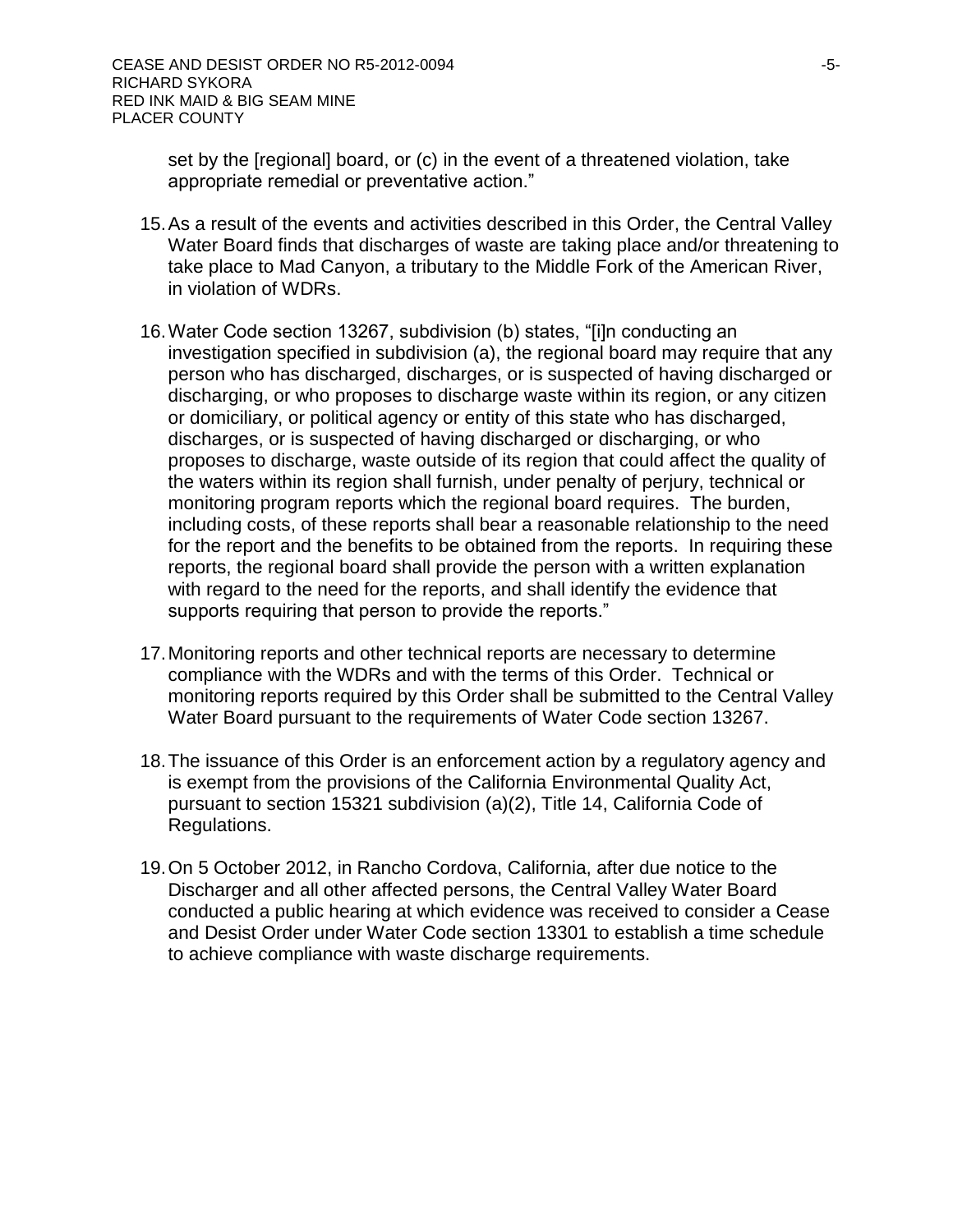set by the [regional] board, or (c) in the event of a threatened violation, take appropriate remedial or preventative action."

15. As a result of the events and activities described in this Order, the Central Valley Water Board finds that discharges of waste are taking place and/or threatening to take place to Mad Canyon, a tributary to the Middle Fork of the American River, in violation of WDRs.

16. Water Code section 13267, subdivision (b) states, "[i]n conducting an investigation specified in subdivision (a), the regional board may require that any person who has discharged, discharges, or is suspected of having discharged or discharging, or who proposes to discharge waste within its region, or any citizen or domiciliary, or political agency or entity of this state who has discharged, discharges, or is suspected of having discharged or discharging, or who proposes to discharge, waste outside of its region that could affect the quality of the waters within its region shall furnish, under penalty of perjury, technical or monitoring program reports which the regional board requires. The burden, including costs, of these reports shall bear a reasonable relationship to the need for the report and the benefits to be obtained from the reports. In requiring these reports, the regional board shall provide the person with a written explanation with regard to the need for the reports, and shall identify the evidence that supports requiring that person to provide the reports."

17. Monitoring reports and other technical reports are necessary to determine compliance with the WDRs and with the terms of this Order. Technical or monitoring reports required by this Order shall be submitted to the Central Valley Water Board pursuant to the requirements of Water Code section 13267.

18. The issuance of this Order is an enforcement action by a regulatory agency and is exempt from the provisions of the California Environmental Quality Act, pursuant to section 15321 subdivision (a)(2), Title 14, California Code of Regulations.

19. On 5 October 2012, in Rancho Cordova, California, after due notice to the Discharger and all other affected persons, the Central Valley Water Board conducted a public hearing at which evidence was received to consider a Cease and Desist Order under Water Code section 13301 to establish a time schedule to achieve compliance with waste discharge requirements.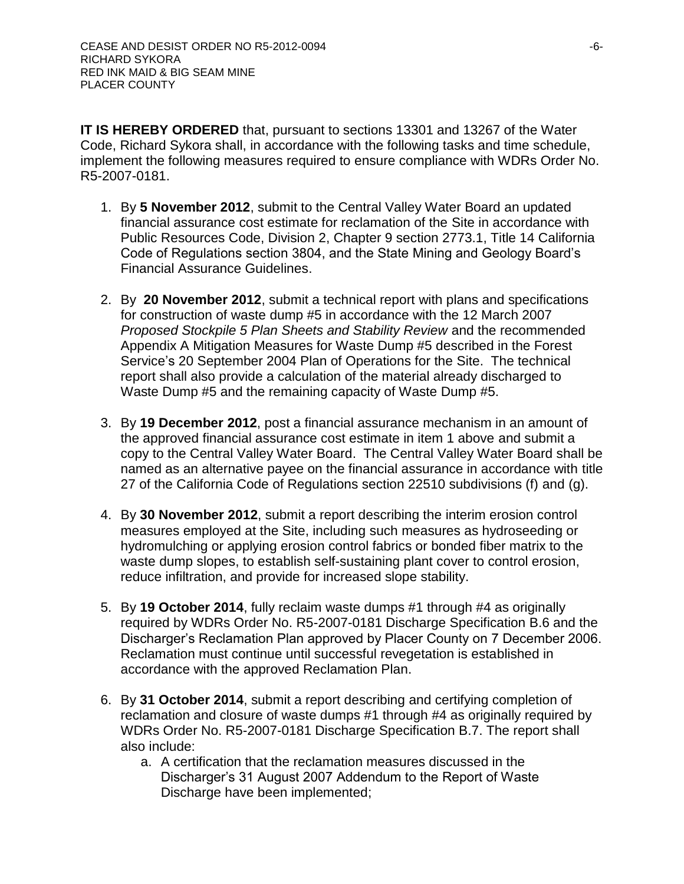**IT IS HEREBY ORDERED** that, pursuant to sections 13301 and 13267 of the Water Code, Richard Sykora shall, in accordance with the following tasks and time schedule, implement the following measures required to ensure compliance with WDRs Order No. R5-2007-0181.

1. By **5 November 2012**, submit to the Central Valley Water Board an updated financial assurance cost estimate for reclamation of the Site in accordance with Public Resources Code, Division 2, Chapter 9 section 2773.1, Title 14 California Code of Regulations section 3804, and the State Mining and Geology Board's Financial Assurance Guidelines.

2. By **20 November 2012**, submit a technical report with plans and specifications for construction of waste dump #5 in accordance with the 12 March 2007 *Proposed Stockpile 5 Plan Sheets and Stability Review* and the recommended Appendix A Mitigation Measures for Waste Dump #5 described in the Forest Service's 20 September 2004 Plan of Operations for the Site. The technical report shall also provide a calculation of the material already discharged to Waste Dump #5 and the remaining capacity of Waste Dump #5.

3. By **19 December 2012**, post a financial assurance mechanism in an amount of the approved financial assurance cost estimate in item 1 above and submit a copy to the Central Valley Water Board. The Central Valley Water Board shall be named as an alternative payee on the financial assurance in accordance with title 27 of the California Code of Regulations section 22510 subdivisions (f) and (g).

4. By **30 November 2012**, submit a report describing the interim erosion control measures employed at the Site, including such measures as hydroseeding or hydromulching or applying erosion control fabrics or bonded fiber matrix to the waste dump slopes, to establish self-sustaining plant cover to control erosion, reduce infiltration, and provide for increased slope stability.

5. By **19 October 2014**, fully reclaim waste dumps #1 through #4 as originally required by WDRs Order No. R5-2007-0181 Discharge Specification B.6 and the Discharger's Reclamation Plan approved by Placer County on 7 December 2006. Reclamation must continue until successful revegetation is established in accordance with the approved Reclamation Plan.

6. By **31 October 2014**, submit a report describing and certifying completion of reclamation and closure of waste dumps #1 through #4 as originally required by WDRs Order No. R5-2007-0181 Discharge Specification B.7. The report shall also include:
   a. A certification that the reclamation measures discussed in the Discharger's 31 August 2007 Addendum to the Report of Waste Discharge have been implemented;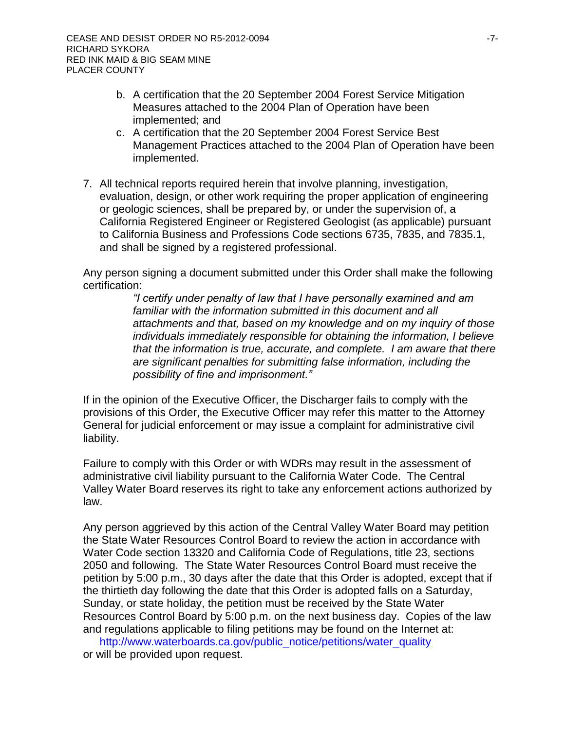b. A certification that the 20 September 2004 Forest Service Mitigation Measures attached to the 2004 Plan of Operation have been implemented; and

c. A certification that the 20 September 2004 Forest Service Best Management Practices attached to the 2004 Plan of Operation have been implemented.

7. All technical reports required herein that involve planning, investigation, evaluation, design, or other work requiring the proper application of engineering or geologic sciences, shall be prepared by, or under the supervision of, a California Registered Engineer or Registered Geologist (as applicable) pursuant to California Business and Professions Code sections 6735, 7835, and 7835.1, and shall be signed by a registered professional.

Any person signing a document submitted under this Order shall make the following certification:

> *"I certify under penalty of law that I have personally examined and am familiar with the information submitted in this document and all attachments and that, based on my knowledge and on my inquiry of those individuals immediately responsible for obtaining the information, I believe that the information is true, accurate, and complete. I am aware that there are significant penalties for submitting false information, including the possibility of fine and imprisonment."*

If in the opinion of the Executive Officer, the Discharger fails to comply with the provisions of this Order, the Executive Officer may refer this matter to the Attorney General for judicial enforcement or may issue a complaint for administrative civil liability.

Failure to comply with this Order or with WDRs may result in the assessment of administrative civil liability pursuant to the California Water Code. The Central Valley Water Board reserves its right to take any enforcement actions authorized by law.

Any person aggrieved by this action of the Central Valley Water Board may petition the State Water Resources Control Board to review the action in accordance with Water Code section 13320 and California Code of Regulations, title 23, sections 2050 and following. The State Water Resources Control Board must receive the petition by 5:00 p.m., 30 days after the date that this Order is adopted, except that if the thirtieth day following the date that this Order is adopted falls on a Saturday, Sunday, or state holiday, the petition must be received by the State Water Resources Control Board by 5:00 p.m. on the next business day. Copies of the law and regulations applicable to filing petitions may be found on the Internet at: [http://www.waterboards.ca.gov/public_notice/petitions/water_quality](http://www.waterboards.ca.gov/public_notice/petitions/water_quality) or will be provided upon request.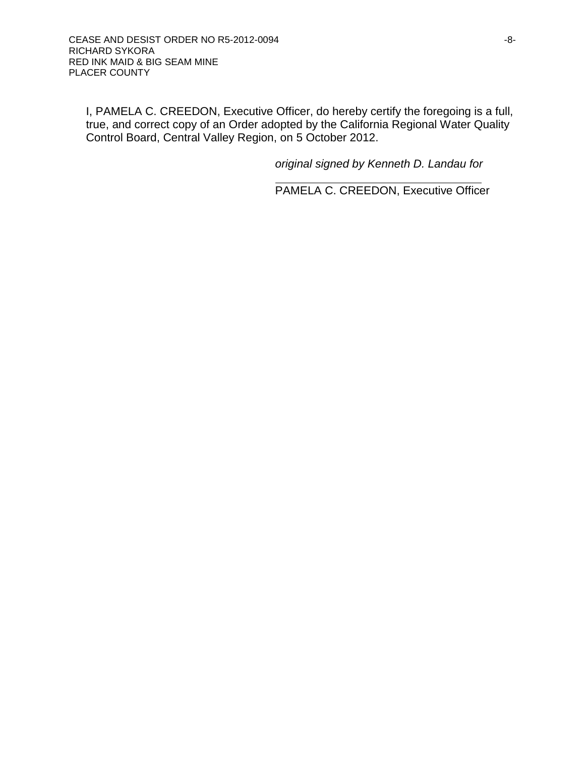I, PAMELA C. CREEDON, Executive Officer, do hereby certify the foregoing is a full, true, and correct copy of an Order adopted by the California Regional Water Quality Control Board, Central Valley Region, on 5 October 2012.

*original signed by Kenneth D. Landau for*

PAMELA C. CREEDON, Executive Officer